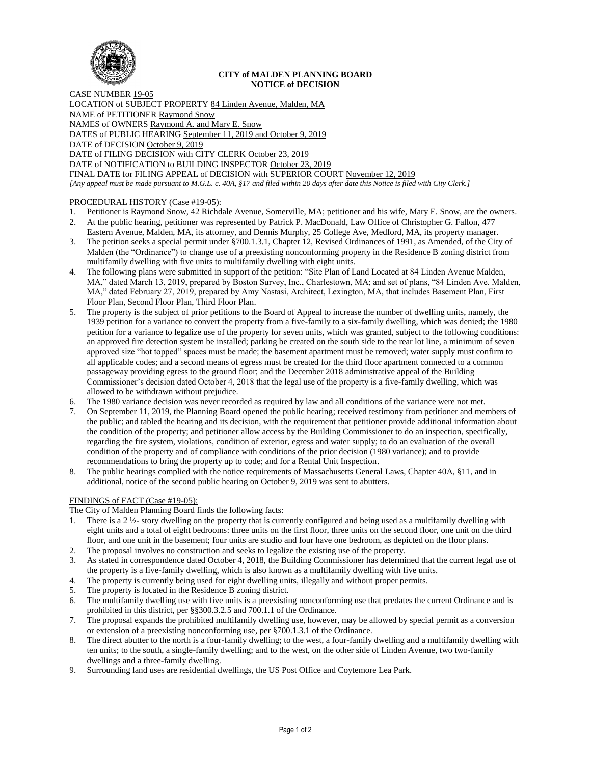**CITY of MALDEN PLANNING BOARD**
**NOTICE of DECISION**

CASE NUMBER 19-05
LOCATION of SUBJECT PROPERTY 84 Linden Avenue, Malden, MA
NAME of PETITIONER Raymond Snow
NAMES of OWNERS Raymond A. and Mary E. Snow
DATES of PUBLIC HEARING September 11, 2019 and October 9, 2019
DATE of DECISION October 9, 2019
DATE of FILING DECISION with CITY CLERK October 23, 2019
DATE of NOTIFICATION to BUILDING INSPECTOR October 23, 2019
FINAL DATE for FILING APPEAL of DECISION with SUPERIOR COURT November 12, 2019
*[Any appeal must be made pursuant to M.G.L. c. 40A, §17 and filed within 20 days after date this Notice is filed with City Clerk.]*

PROCEDURAL HISTORY (Case #19-05):

1. Petitioner is Raymond Snow, 42 Richdale Avenue, Somerville, MA; petitioner and his wife, Mary E. Snow, are the owners.
2. At the public hearing, petitioner was represented by Patrick P. MacDonald, Law Office of Christopher G. Fallon, 477 Eastern Avenue, Malden, MA, its attorney, and Dennis Murphy, 25 College Ave, Medford, MA, its property manager.
3. The petition seeks a special permit under §700.1.3.1, Chapter 12, Revised Ordinances of 1991, as Amended, of the City of Malden (the "Ordinance") to change use of a preexisting nonconforming property in the Residence B zoning district from multifamily dwelling with five units to multifamily dwelling with eight units.
4. The following plans were submitted in support of the petition: "Site Plan of Land Located at 84 Linden Avenue Malden, MA," dated March 13, 2019, prepared by Boston Survey, Inc., Charlestown, MA; and set of plans, "84 Linden Ave. Malden, MA," dated February 27, 2019, prepared by Amy Nastasi, Architect, Lexington, MA, that includes Basement Plan, First Floor Plan, Second Floor Plan, Third Floor Plan.
5. The property is the subject of prior petitions to the Board of Appeal to increase the number of dwelling units, namely, the 1939 petition for a variance to convert the property from a five-family to a six-family dwelling, which was denied; the 1980 petition for a variance to legalize use of the property for seven units, which was granted, subject to the following conditions: an approved fire detection system be installed; parking be created on the south side to the rear lot line, a minimum of seven approved size "hot topped" spaces must be made; the basement apartment must be removed; water supply must confirm to all applicable codes; and a second means of egress must be created for the third floor apartment connected to a common passageway providing egress to the ground floor; and the December 2018 administrative appeal of the Building Commissioner's decision dated October 4, 2018 that the legal use of the property is a five-family dwelling, which was allowed to be withdrawn without prejudice.
6. The 1980 variance decision was never recorded as required by law and all conditions of the variance were not met.
7. On September 11, 2019, the Planning Board opened the public hearing; received testimony from petitioner and members of the public; and tabled the hearing and its decision, with the requirement that petitioner provide additional information about the condition of the property; and petitioner allow access by the Building Commissioner to do an inspection, specifically, regarding the fire system, violations, condition of exterior, egress and water supply; to do an evaluation of the overall condition of the property and of compliance with conditions of the prior decision (1980 variance); and to provide recommendations to bring the property up to code; and for a Rental Unit Inspection.
8. The public hearings complied with the notice requirements of Massachusetts General Laws, Chapter 40A, §11, and in additional, notice of the second public hearing on October 9, 2019 was sent to abutters.

FINDINGS of FACT (Case #19-05):

The City of Malden Planning Board finds the following facts:

1. There is a 2 ½- story dwelling on the property that is currently configured and being used as a multifamily dwelling with eight units and a total of eight bedrooms: three units on the first floor, three units on the second floor, one unit on the third floor, and one unit in the basement; four units are studio and four have one bedroom, as depicted on the floor plans.
2. The proposal involves no construction and seeks to legalize the existing use of the property.
3. As stated in correspondence dated October 4, 2018, the Building Commissioner has determined that the current legal use of the property is a five-family dwelling, which is also known as a multifamily dwelling with five units.
4. The property is currently being used for eight dwelling units, illegally and without proper permits.
5. The property is located in the Residence B zoning district.
6. The multifamily dwelling use with five units is a preexisting nonconforming use that predates the current Ordinance and is prohibited in this district, per §§300.3.2.5 and 700.1.1 of the Ordinance.
7. The proposal expands the prohibited multifamily dwelling use, however, may be allowed by special permit as a conversion or extension of a preexisting nonconforming use, per §700.1.3.1 of the Ordinance.
8. The direct abutter to the north is a four-family dwelling; to the west, a four-family dwelling and a multifamily dwelling with ten units; to the south, a single-family dwelling; and to the west, on the other side of Linden Avenue, two two-family dwellings and a three-family dwelling.
9. Surrounding land uses are residential dwellings, the US Post Office and Coytemore Lea Park.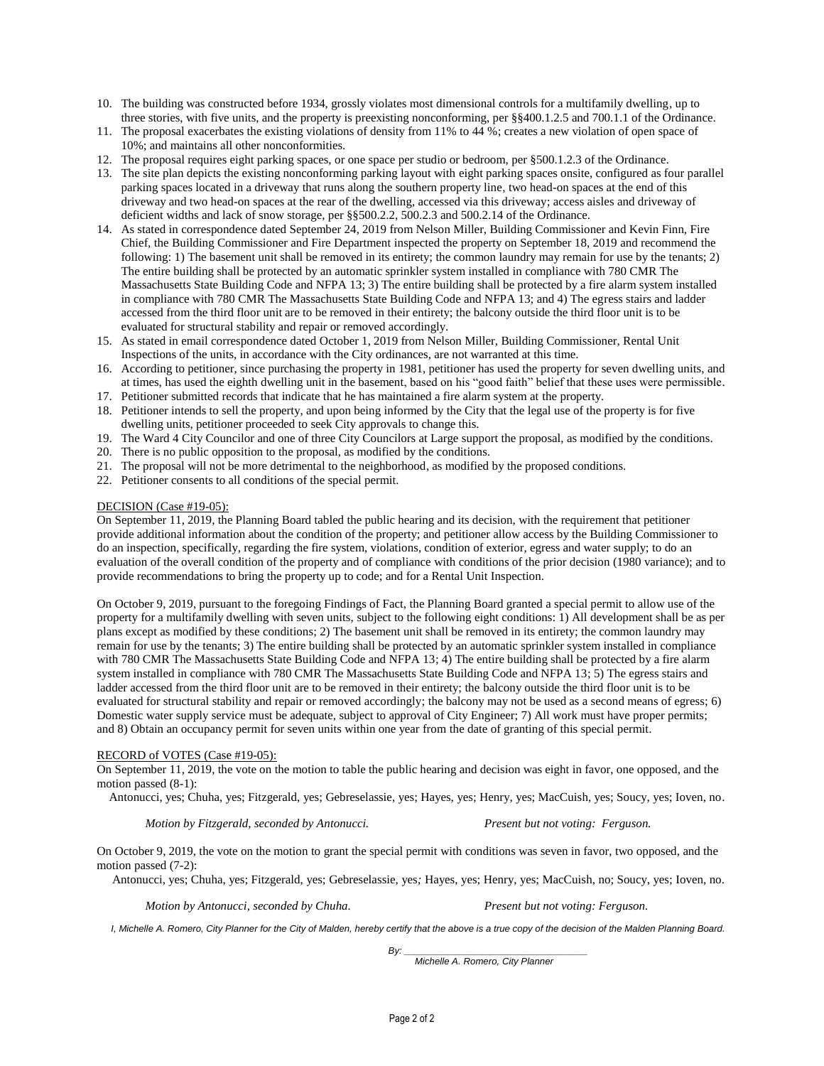10. The building was constructed before 1934, grossly violates most dimensional controls for a multifamily dwelling, up to three stories, with five units, and the property is preexisting nonconforming, per §§400.1.2.5 and 700.1.1 of the Ordinance.
11. The proposal exacerbates the existing violations of density from 11% to 44 %; creates a new violation of open space of 10%; and maintains all other nonconformities.
12. The proposal requires eight parking spaces, or one space per studio or bedroom, per §500.1.2.3 of the Ordinance.
13. The site plan depicts the existing nonconforming parking layout with eight parking spaces onsite, configured as four parallel parking spaces located in a driveway that runs along the southern property line, two head-on spaces at the end of this driveway and two head-on spaces at the rear of the dwelling, accessed via this driveway; access aisles and driveway of deficient widths and lack of snow storage, per §§500.2.2, 500.2.3 and 500.2.14 of the Ordinance.
14. As stated in correspondence dated September 24, 2019 from Nelson Miller, Building Commissioner and Kevin Finn, Fire Chief, the Building Commissioner and Fire Department inspected the property on September 18, 2019 and recommend the following: 1) The basement unit shall be removed in its entirety; the common laundry may remain for use by the tenants; 2) The entire building shall be protected by an automatic sprinkler system installed in compliance with 780 CMR The Massachusetts State Building Code and NFPA 13; 3) The entire building shall be protected by a fire alarm system installed in compliance with 780 CMR The Massachusetts State Building Code and NFPA 13; and 4) The egress stairs and ladder accessed from the third floor unit are to be removed in their entirety; the balcony outside the third floor unit is to be evaluated for structural stability and repair or removed accordingly.
15. As stated in email correspondence dated October 1, 2019 from Nelson Miller, Building Commissioner, Rental Unit Inspections of the units, in accordance with the City ordinances, are not warranted at this time.
16. According to petitioner, since purchasing the property in 1981, petitioner has used the property for seven dwelling units, and at times, has used the eighth dwelling unit in the basement, based on his "good faith" belief that these uses were permissible.
17. Petitioner submitted records that indicate that he has maintained a fire alarm system at the property.
18. Petitioner intends to sell the property, and upon being informed by the City that the legal use of the property is for five dwelling units, petitioner proceeded to seek City approvals to change this.
19. The Ward 4 City Councilor and one of three City Councilors at Large support the proposal, as modified by the conditions.
20. There is no public opposition to the proposal, as modified by the conditions.
21. The proposal will not be more detrimental to the neighborhood, as modified by the proposed conditions.
22. Petitioner consents to all conditions of the special permit.

DECISION (Case #19-05):

On September 11, 2019, the Planning Board tabled the public hearing and its decision, with the requirement that petitioner provide additional information about the condition of the property; and petitioner allow access by the Building Commissioner to do an inspection, specifically, regarding the fire system, violations, condition of exterior, egress and water supply; to do an evaluation of the overall condition of the property and of compliance with conditions of the prior decision (1980 variance); and to provide recommendations to bring the property up to code; and for a Rental Unit Inspection.

On October 9, 2019, pursuant to the foregoing Findings of Fact, the Planning Board granted a special permit to allow use of the property for a multifamily dwelling with seven units, subject to the following eight conditions: 1) All development shall be as per plans except as modified by these conditions; 2) The basement unit shall be removed in its entirety; the common laundry may remain for use by the tenants; 3) The entire building shall be protected by an automatic sprinkler system installed in compliance with 780 CMR The Massachusetts State Building Code and NFPA 13; 4) The entire building shall be protected by a fire alarm system installed in compliance with 780 CMR The Massachusetts State Building Code and NFPA 13; 5) The egress stairs and ladder accessed from the third floor unit are to be removed in their entirety; the balcony outside the third floor unit is to be evaluated for structural stability and repair or removed accordingly; the balcony may not be used as a second means of egress; 6) Domestic water supply service must be adequate, subject to approval of City Engineer; 7) All work must have proper permits; and 8) Obtain an occupancy permit for seven units within one year from the date of granting of this special permit.

RECORD of VOTES (Case #19-05):

On September 11, 2019, the vote on the motion to table the public hearing and decision was eight in favor, one opposed, and the motion passed (8-1):

Antonucci, yes; Chuha, yes; Fitzgerald, yes; Gebreselassie, yes; Hayes, yes; Henry, yes; MacCuish, yes; Soucy, yes; Ioven, no.

*Motion by Fitzgerald, seconded by Antonucci.* *Present but not voting: Ferguson.*

On October 9, 2019, the vote on the motion to grant the special permit with conditions was seven in favor, two opposed, and the motion passed (7-2):

Antonucci, yes; Chuha, yes; Fitzgerald, yes; Gebreselassie, yes; Hayes, yes; Henry, yes; MacCuish, no; Soucy, yes; Ioven, no.

*Motion by Antonucci, seconded by Chuha.* *Present but not voting: Ferguson.*

*I, Michelle A. Romero, City Planner for the City of Malden, hereby certify that the above is a true copy of the decision of the Malden Planning Board.*

*By: \_\_\_\_\_\_\_\_\_\_\_\_\_\_\_\_\_\_\_\_\_\_\_\_\_\_\_\_\_\_\_\_\_\_*
*Michelle A. Romero, City Planner*